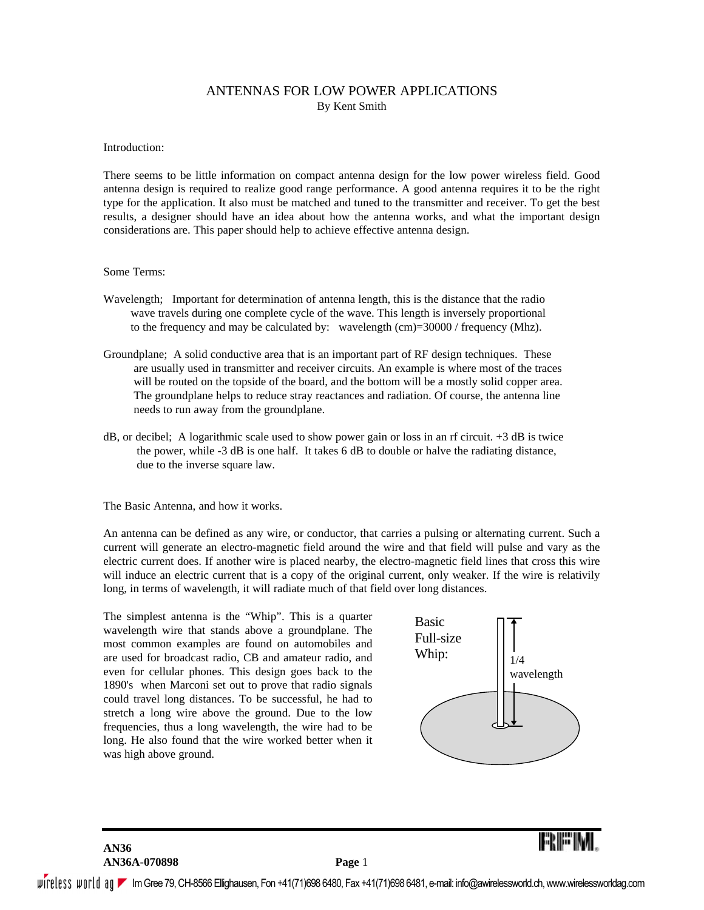# ANTENNAS FOR LOW POWER APPLICATIONS

By Kent Smith

## Introduction:

There seems to be little information on compact antenna design for the low power wireless field. Good antenna design is required to realize good range performance. A good antenna requires it to be the right type for the application. It also must be matched and tuned to the transmitter and receiver. To get the best results, a designer should have an idea about how the antenna works, and what the important design considerations are. This paper should help to achieve effective antenna design.

## Some Terms:

Wavelength; Important for determination of antenna length, this is the distance that the radio wave travels during one complete cycle of the wave. This length is inversely proportional to the frequency and may be calculated by: wavelength (cm)=30000 / frequency (Mhz).

Groundplane; A solid conductive area that is an important part of RF design techniques. These are usually used in transmitter and receiver circuits. An example is where most of the traces will be routed on the topside of the board, and the bottom will be a mostly solid copper area. The groundplane helps to reduce stray reactances and radiation. Of course, the antenna line needs to run away from the groundplane.

dB, or decibel; A logarithmic scale used to show power gain or loss in an rf circuit. +3 dB is twice the power, while -3 dB is one half. It takes 6 dB to double or halve the radiating distance, due to the inverse square law.

## The Basic Antenna, and how it works.

An antenna can be defined as any wire, or conductor, that carries a pulsing or alternating current. Such a current will generate an electro-magnetic field around the wire and that field will pulse and vary as the electric current does. If another wire is placed nearby, the electro-magnetic field lines that cross this wire will induce an electric current that is a copy of the original current, only weaker. If the wire is relativily long, in terms of wavelength, it will radiate much of that field over long distances.

The simplest antenna is the "Whip". This is a quarter wavelength wire that stands above a groundplane. The most common examples are found on automobiles and are used for broadcast radio, CB and amateur radio, and even for cellular phones. This design goes back to the 1890's when Marconi set out to prove that radio signals could travel long distances. To be successful, he had to stretch a long wire above the ground. Due to the low frequencies, thus a long wavelength, the wire had to be long. He also found that the wire worked better when it was high above ground.

Basic Full-size Whip:

1/4 wavelength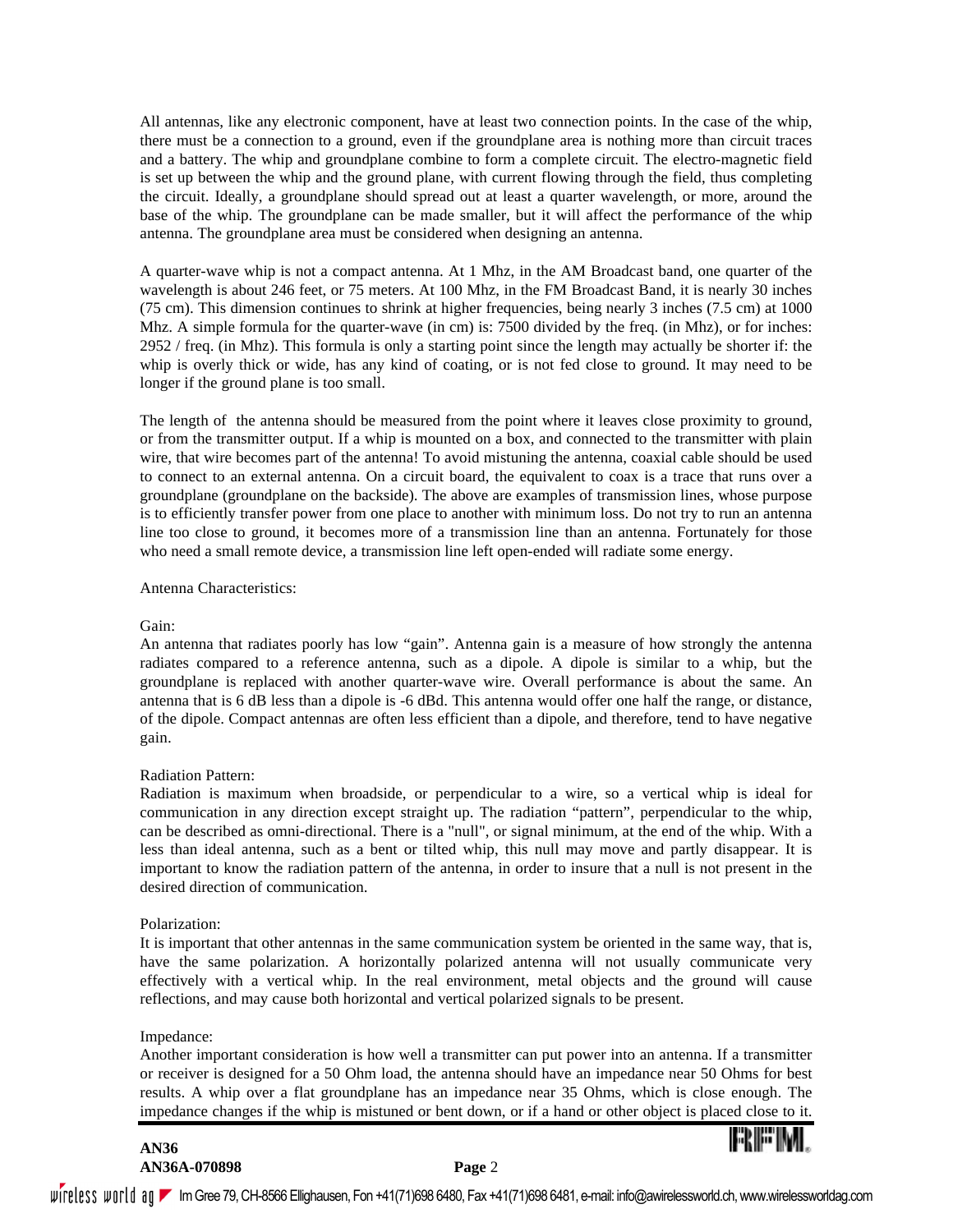All antennas, like any electronic component, have at least two connection points. In the case of the whip, there must be a connection to a ground, even if the groundplane area is nothing more than circuit traces and a battery. The whip and groundplane combine to form a complete circuit. The electro-magnetic field is set up between the whip and the ground plane, with current flowing through the field, thus completing the circuit. Ideally, a groundplane should spread out at least a quarter wavelength, or more, around the base of the whip. The groundplane can be made smaller, but it will affect the performance of the whip antenna. The groundplane area must be considered when designing an antenna.

A quarter-wave whip is not a compact antenna. At 1 Mhz, in the AM Broadcast band, one quarter of the wavelength is about 246 feet, or 75 meters. At 100 Mhz, in the FM Broadcast Band, it is nearly 30 inches (75 cm). This dimension continues to shrink at higher frequencies, being nearly 3 inches (7.5 cm) at 1000 Mhz. A simple formula for the quarter-wave (in cm) is: 7500 divided by the freq. (in Mhz), or for inches: 2952 / freq. (in Mhz). This formula is only a starting point since the length may actually be shorter if: the whip is overly thick or wide, has any kind of coating, or is not fed close to ground. It may need to be longer if the ground plane is too small.

The length of the antenna should be measured from the point where it leaves close proximity to ground, or from the transmitter output. If a whip is mounted on a box, and connected to the transmitter with plain wire, that wire becomes part of the antenna! To avoid mistuning the antenna, coaxial cable should be used to connect to an external antenna. On a circuit board, the equivalent to coax is a trace that runs over a groundplane (groundplane on the backside). The above are examples of transmission lines, whose purpose is to efficiently transfer power from one place to another with minimum loss. Do not try to run an antenna line too close to ground, it becomes more of a transmission line than an antenna. Fortunately for those who need a small remote device, a transmission line left open-ended will radiate some energy.

Antenna Characteristics:

Gain:
An antenna that radiates poorly has low "gain". Antenna gain is a measure of how strongly the antenna radiates compared to a reference antenna, such as a dipole. A dipole is similar to a whip, but the groundplane is replaced with another quarter-wave wire. Overall performance is about the same. An antenna that is 6 dB less than a dipole is -6 dBd. This antenna would offer one half the range, or distance, of the dipole. Compact antennas are often less efficient than a dipole, and therefore, tend to have negative gain.

Radiation Pattern:
Radiation is maximum when broadside, or perpendicular to a wire, so a vertical whip is ideal for communication in any direction except straight up. The radiation "pattern", perpendicular to the whip, can be described as omni-directional. There is a "null", or signal minimum, at the end of the whip. With a less than ideal antenna, such as a bent or tilted whip, this null may move and partly disappear. It is important to know the radiation pattern of the antenna, in order to insure that a null is not present in the desired direction of communication.

Polarization:
It is important that other antennas in the same communication system be oriented in the same way, that is, have the same polarization. A horizontally polarized antenna will not usually communicate very effectively with a vertical whip. In the real environment, metal objects and the ground will cause reflections, and may cause both horizontal and vertical polarized signals to be present.

Impedance:
Another important consideration is how well a transmitter can put power into an antenna. If a transmitter or receiver is designed for a 50 Ohm load, the antenna should have an impedance near 50 Ohms for best results. A whip over a flat groundplane has an impedance near 35 Ohms, which is close enough. The impedance changes if the whip is mistuned or bent down, or if a hand or other object is placed close to it.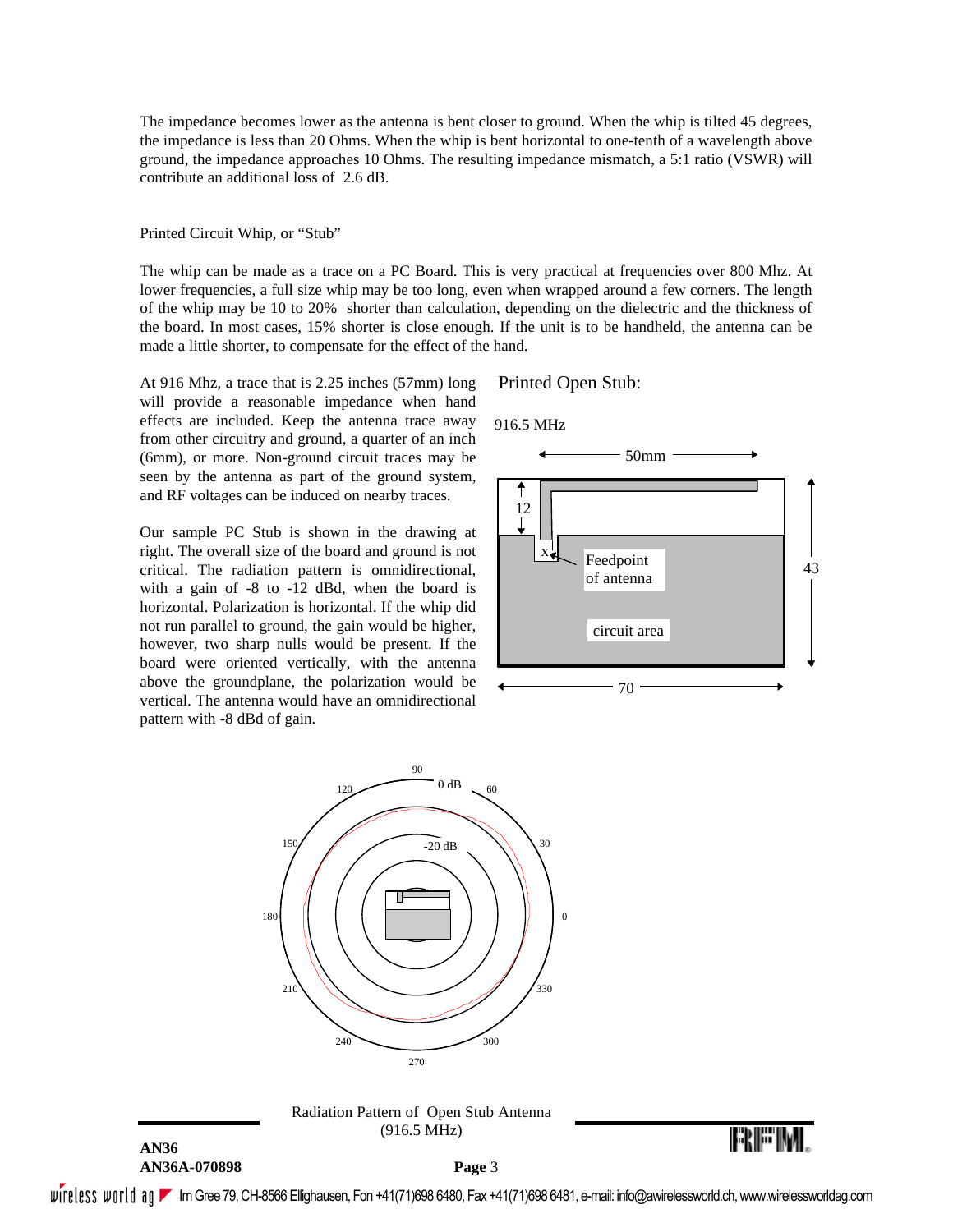The impedance becomes lower as the antenna is bent closer to ground. When the whip is tilted 45 degrees, the impedance is less than 20 Ohms. When the whip is bent horizontal to one-tenth of a wavelength above ground, the impedance approaches 10 Ohms. The resulting impedance mismatch, a 5:1 ratio (VSWR) will contribute an additional loss of 2.6 dB.

Printed Circuit Whip, or "Stub"

The whip can be made as a trace on a PC Board. This is very practical at frequencies over 800 Mhz. At lower frequencies, a full size whip may be too long, even when wrapped around a few corners. The length of the whip may be 10 to 20% shorter than calculation, depending on the dielectric and the thickness of the board. In most cases, 15% shorter is close enough. If the unit is to be handheld, the antenna can be made a little shorter, to compensate for the effect of the hand.

At 916 Mhz, a trace that is 2.25 inches (57mm) long will provide a reasonable impedance when hand effects are included. Keep the antenna trace away from other circuitry and ground, a quarter of an inch (6mm), or more. Non-ground circuit traces may be seen by the antenna as part of the ground system, and RF voltages can be induced on nearby traces.

Our sample PC Stub is shown in the drawing at right. The overall size of the board and ground is not critical. The radiation pattern is omnidirectional, with a gain of -8 to -12 dBd, when the board is horizontal. Polarization is horizontal. If the whip did not run parallel to ground, the gain would be higher, however, two sharp nulls would be present. If the board were oriented vertically, with the antenna above the groundplane, the polarization would be vertical. The antenna would have an omnidirectional pattern with -8 dBd of gain.

Printed Open Stub:

916.5 MHz

50mm, 12, 43, 70, Feedpoint of antenna, circuit area

Radiation Pattern of Open Stub Antenna (916.5 MHz)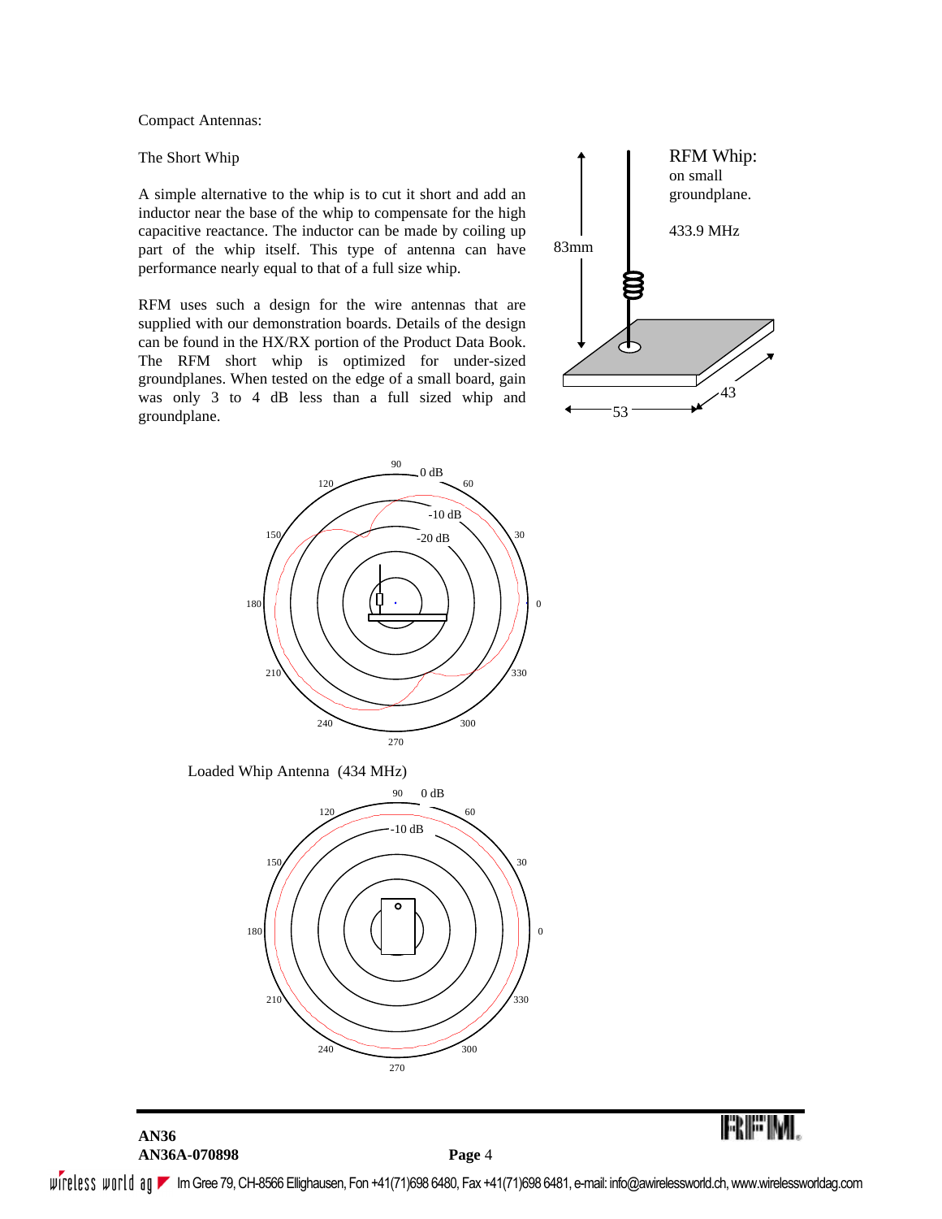Compact Antennas:

The Short Whip

A simple alternative to the whip is to cut it short and add an inductor near the base of the whip to compensate for the high capacitive reactance. The inductor can be made by coiling up part of the whip itself. This type of antenna can have performance nearly equal to that of a full size whip.

RFM uses such a design for the wire antennas that are supplied with our demonstration boards. Details of the design can be found in the HX/RX portion of the Product Data Book. The RFM short whip is optimized for under-sized groundplanes. When tested on the edge of a small board, gain was only 3 to 4 dB less than a full sized whip and groundplane.

RFM Whip:
on small
groundplane.

433.9 MHz

83mm

53

43

90
0 dB
120
60
-10 dB
150
-20 dB
30
180
0
210
330
240
300
270

Loaded Whip Antenna (434 MHz)

90
0 dB
120
60
-10 dB
150
30
180
0
210
330
240
300
270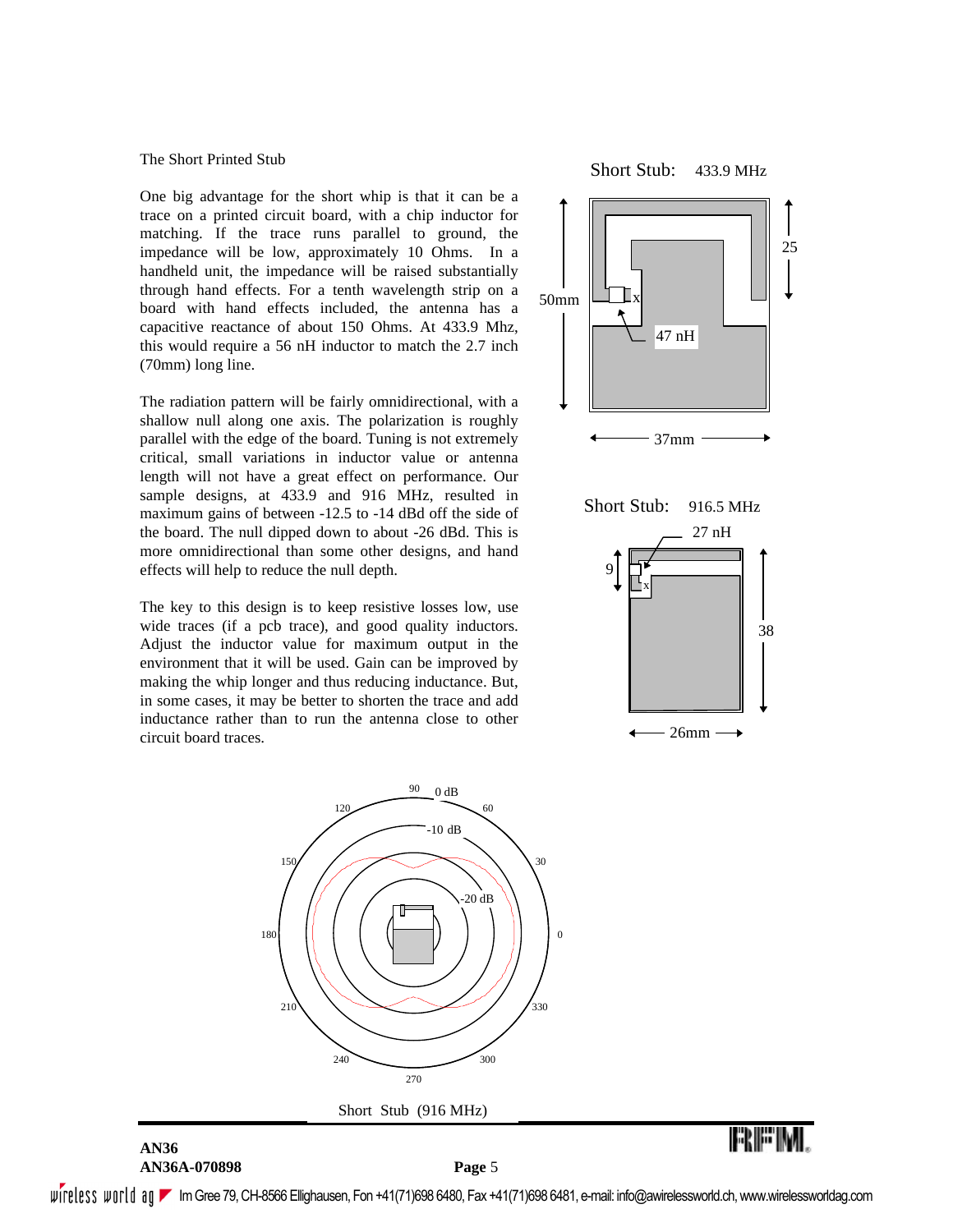## The Short Printed Stub

One big advantage for the short whip is that it can be a trace on a printed circuit board, with a chip inductor for matching. If the trace runs parallel to ground, the impedance will be low, approximately 10 Ohms. In a handheld unit, the impedance will be raised substantially through hand effects. For a tenth wavelength strip on a board with hand effects included, the antenna has a capacitive reactance of about 150 Ohms. At 433.9 Mhz, this would require a 56 nH inductor to match the 2.7 inch (70mm) long line.

The radiation pattern will be fairly omnidirectional, with a shallow null along one axis. The polarization is roughly parallel with the edge of the board. Tuning is not extremely critical, small variations in inductor value or antenna length will not have a great effect on performance. Our sample designs, at 433.9 and 916 MHz, resulted in maximum gains of between -12.5 to -14 dBd off the side of the board. The null dipped down to about -26 dBd. This is more omnidirectional than some other designs, and hand effects will help to reduce the null depth.

The key to this design is to keep resistive losses low, use wide traces (if a pcb trace), and good quality inductors. Adjust the inductor value for maximum output in the environment that it will be used. Gain can be improved by making the whip longer and thus reducing inductance. But, in some cases, it may be better to shorten the trace and add inductance rather than to run the antenna close to other circuit board traces.

Short Stub: 433.9 MHz

50mm
25
x
47 nH
37mm

Short Stub: 916.5 MHz

27 nH
9
x
38
26mm

90
0 dB
60
120
-10 dB
150
30
-20 dB
180
0
210
330
240
300
270

Short Stub (916 MHz)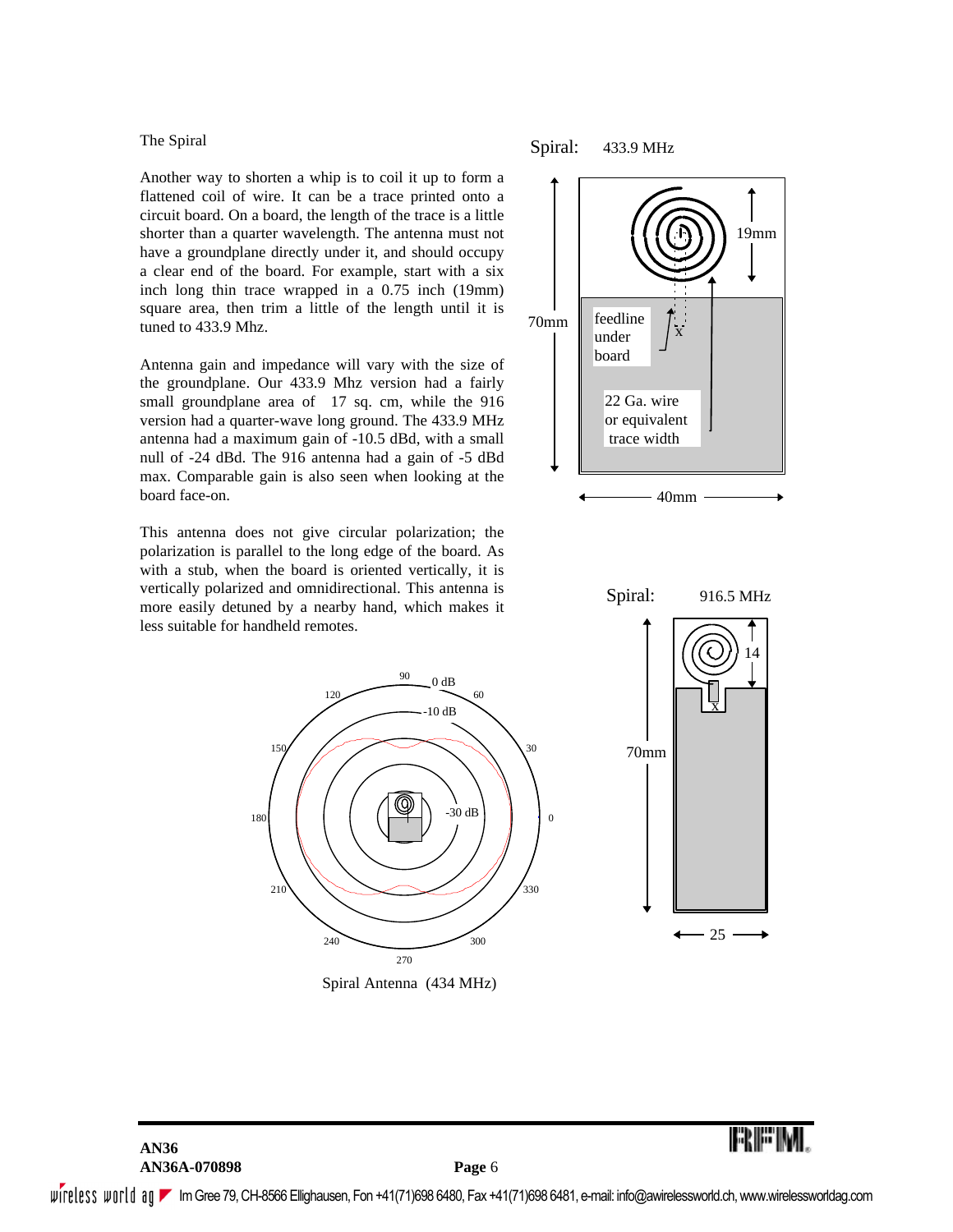### The Spiral

Another way to shorten a whip is to coil it up to form a flattened coil of wire. It can be a trace printed onto a circuit board. On a board, the length of the trace is a little shorter than a quarter wavelength. The antenna must not have a groundplane directly under it, and should occupy a clear end of the board. For example, start with a six inch long thin trace wrapped in a 0.75 inch (19mm) square area, then trim a little of the length until it is tuned to 433.9 Mhz.

Antenna gain and impedance will vary with the size of the groundplane. Our 433.9 Mhz version had a fairly small groundplane area of 17 sq. cm, while the 916 version had a quarter-wave long ground. The 433.9 MHz antenna had a maximum gain of -10.5 dBd, with a small null of -24 dBd. The 916 antenna had a gain of -5 dBd max. Comparable gain is also seen when looking at the board face-on.

This antenna does not give circular polarization; the polarization is parallel to the long edge of the board. As with a stub, when the board is oriented vertically, it is vertically polarized and omnidirectional. This antenna is more easily detuned by a nearby hand, which makes it less suitable for handheld remotes.

Spiral: 433.9 MHz

19mm
70mm
feedline under board
X
22 Ga. wire or equivalent trace width
40mm

90
0 dB
120
60
-10 dB
150
30
180
-30 dB
0
210
330
240
300
270

Spiral Antenna (434 MHz)

Spiral: 916.5 MHz

14
X
70mm
25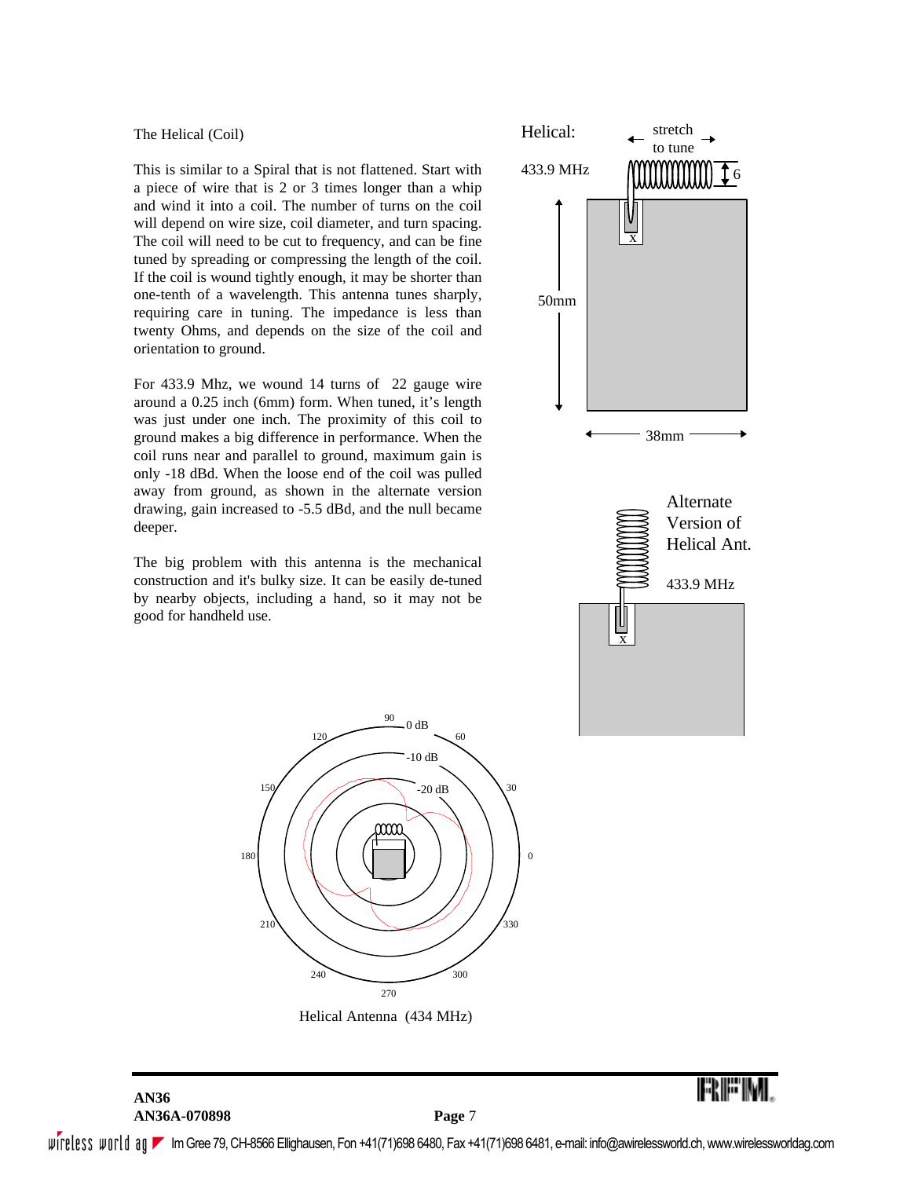## The Helical (Coil)

This is similar to a Spiral that is not flattened. Start with a piece of wire that is 2 or 3 times longer than a whip and wind it into a coil. The number of turns on the coil will depend on wire size, coil diameter, and turn spacing. The coil will need to be cut to frequency, and can be fine tuned by spreading or compressing the length of the coil. If the coil is wound tightly enough, it may be shorter than one-tenth of a wavelength. This antenna tunes sharply, requiring care in tuning. The impedance is less than twenty Ohms, and depends on the size of the coil and orientation to ground.

For 433.9 Mhz, we wound 14 turns of 22 gauge wire around a 0.25 inch (6mm) form. When tuned, it's length was just under one inch. The proximity of this coil to ground makes a big difference in performance. When the coil runs near and parallel to ground, maximum gain is only -18 dBd. When the loose end of the coil was pulled away from ground, as shown in the alternate version drawing, gain increased to -5.5 dBd, and the null became deeper.

The big problem with this antenna is the mechanical construction and it's bulky size. It can be easily de-tuned by nearby objects, including a hand, so it may not be good for handheld use.

Helical:
433.9 MHz
stretch to tune
6
X
50mm
38mm

Alternate Version of Helical Ant.
433.9 MHz
X

90
0 dB
60
120
-10 dB
150
-20 dB
30
180
0
210
330
240
300
270

Helical Antenna (434 MHz)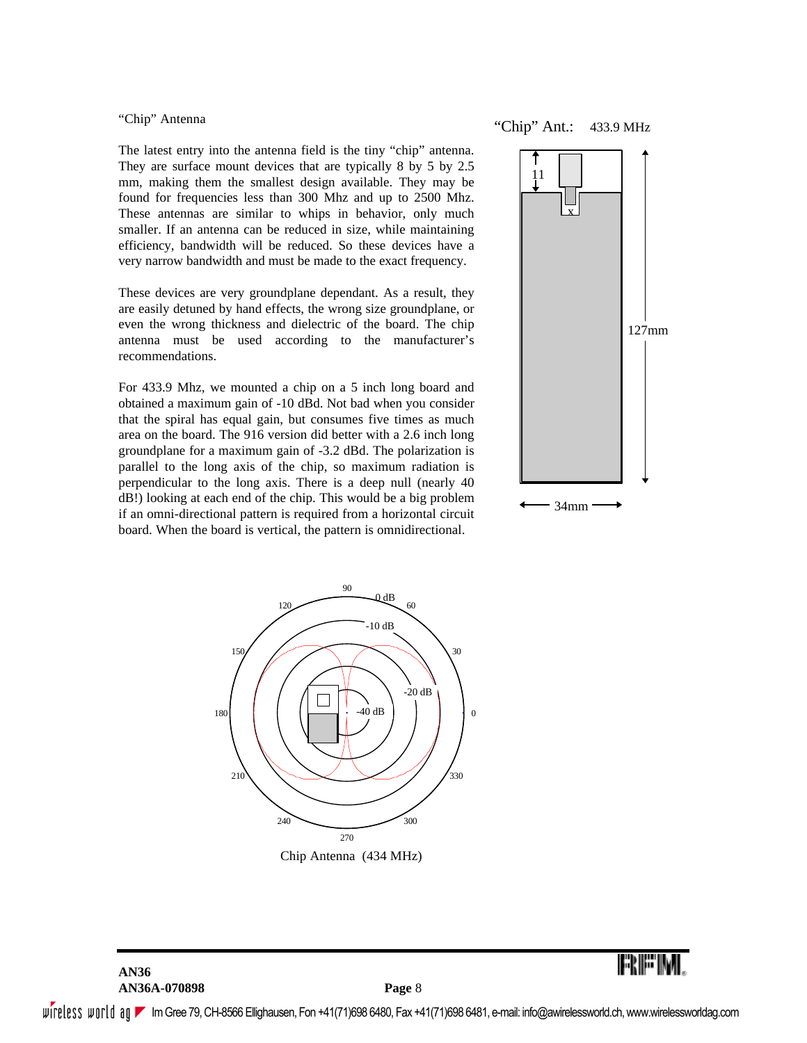## "Chip" Antenna

The latest entry into the antenna field is the tiny "chip" antenna. They are surface mount devices that are typically 8 by 5 by 2.5 mm, making them the smallest design available. They may be found for frequencies less than 300 Mhz and up to 2500 Mhz. These antennas are similar to whips in behavior, only much smaller. If an antenna can be reduced in size, while maintaining efficiency, bandwidth will be reduced. So these devices have a very narrow bandwidth and must be made to the exact frequency.

These devices are very groundplane dependant. As a result, they are easily detuned by hand effects, the wrong size groundplane, or even the wrong thickness and dielectric of the board. The chip antenna must be used according to the manufacturer's recommendations.

For 433.9 Mhz, we mounted a chip on a 5 inch long board and obtained a maximum gain of -10 dBd. Not bad when you consider that the spiral has equal gain, but consumes five times as much area on the board. The 916 version did better with a 2.6 inch long groundplane for a maximum gain of -3.2 dBd. The polarization is parallel to the long axis of the chip, so maximum radiation is perpendicular to the long axis. There is a deep null (nearly 40 dB!) looking at each end of the chip. This would be a big problem if an omni-directional pattern is required from a horizontal circuit board. When the board is vertical, the pattern is omnidirectional.

"Chip" Ant.: 433.9 MHz

11

x

127mm

34mm

90
0 dB
60
120
-10 dB
150
30
-20 dB
180
-40 dB
0
210
330
240
300
270

Chip Antenna (434 MHz)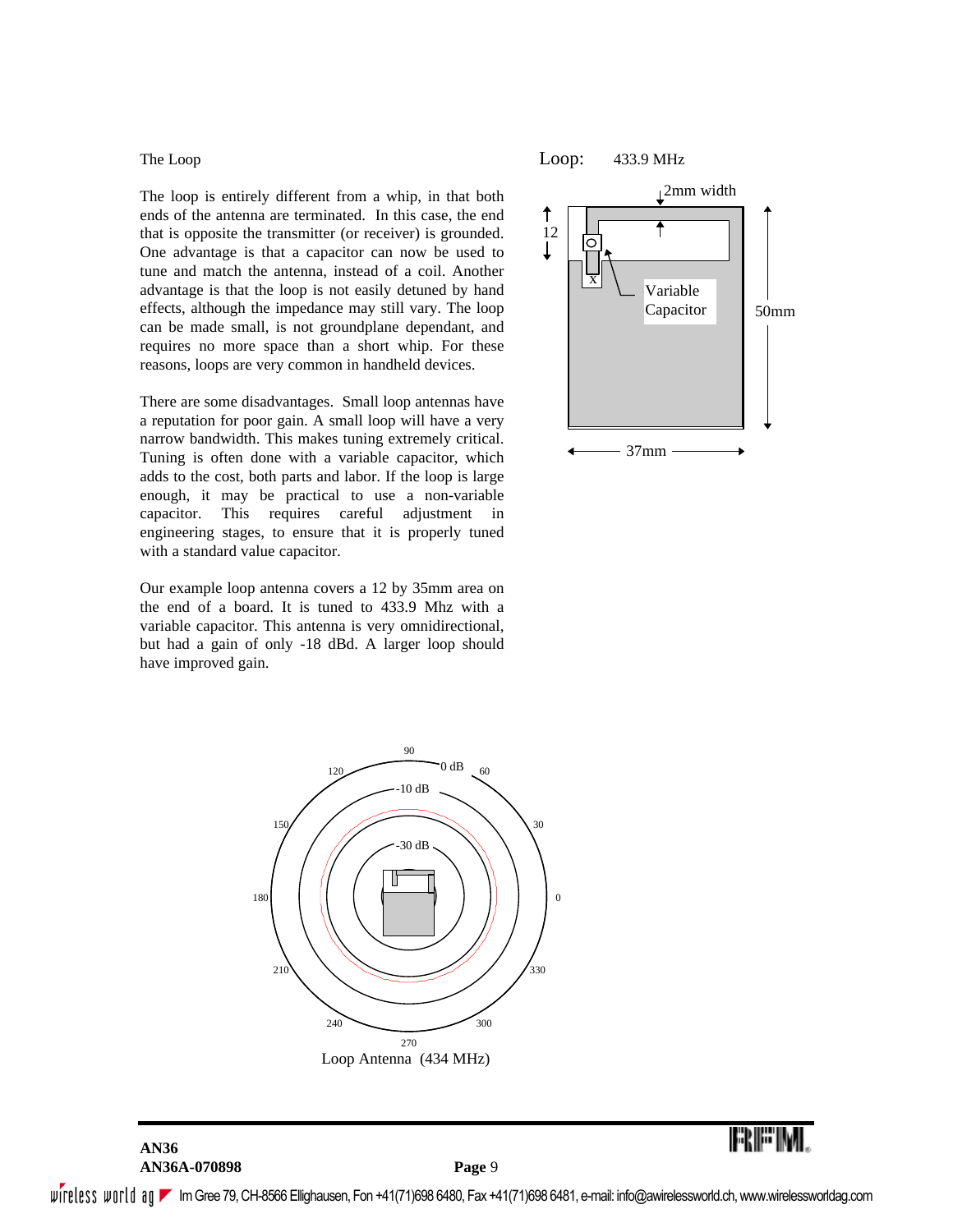The Loop

The loop is entirely different from a whip, in that both ends of the antenna are terminated. In this case, the end that is opposite the transmitter (or receiver) is grounded. One advantage is that a capacitor can now be used to tune and match the antenna, instead of a coil. Another advantage is that the loop is not easily detuned by hand effects, although the impedance may still vary. The loop can be made small, is not groundplane dependant, and requires no more space than a short whip. For these reasons, loops are very common in handheld devices.

There are some disadvantages. Small loop antennas have a reputation for poor gain. A small loop will have a very narrow bandwidth. This makes tuning extremely critical. Tuning is often done with a variable capacitor, which adds to the cost, both parts and labor. If the loop is large enough, it may be practical to use a non-variable capacitor. This requires careful adjustment in engineering stages, to ensure that it is properly tuned with a standard value capacitor.

Our example loop antenna covers a 12 by 35mm area on the end of a board. It is tuned to 433.9 Mhz with a variable capacitor. This antenna is very omnidirectional, but had a gain of only -18 dBd. A larger loop should have improved gain.

Loop: 433.9 MHz

2mm width
12
X
Variable Capacitor
50mm
37mm

90
0 dB
60
120
-10 dB
150
30
-30 dB
180
0
210
330
240
300
270

Loop Antenna (434 MHz)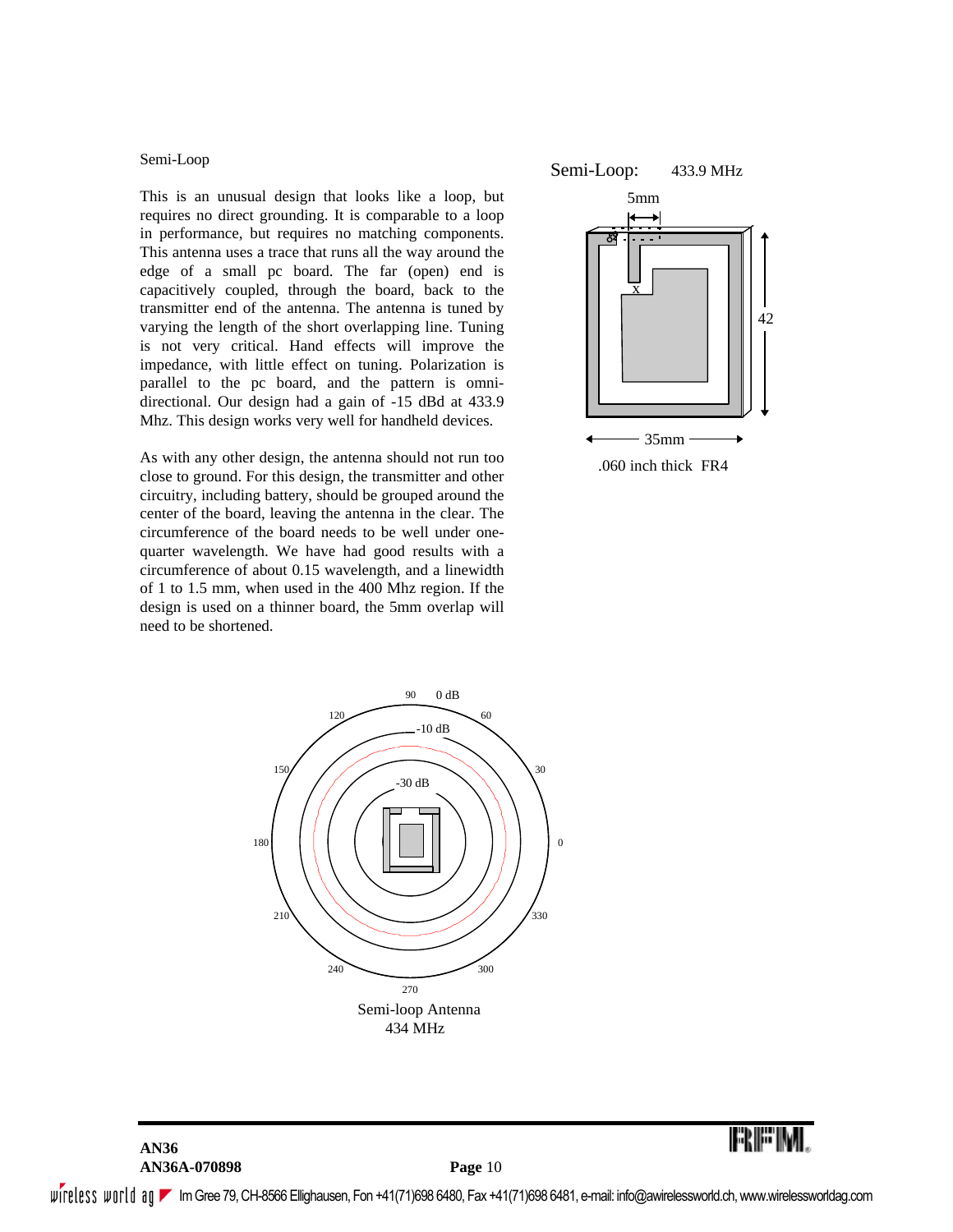## Semi-Loop

This is an unusual design that looks like a loop, but requires no direct grounding. It is comparable to a loop in performance, but requires no matching components. This antenna uses a trace that runs all the way around the edge of a small pc board. The far (open) end is capacitively coupled, through the board, back to the transmitter end of the antenna. The antenna is tuned by varying the length of the short overlapping line. Tuning is not very critical. Hand effects will improve the impedance, with little effect on tuning. Polarization is parallel to the pc board, and the pattern is omni-directional. Our design had a gain of -15 dBd at 433.9 Mhz. This design works very well for handheld devices.

As with any other design, the antenna should not run too close to ground. For this design, the transmitter and other circuitry, including battery, should be grouped around the center of the board, leaving the antenna in the clear. The circumference of the board needs to be well under one-quarter wavelength. We have had good results with a circumference of about 0.15 wavelength, and a linewidth of 1 to 1.5 mm, when used in the 400 Mhz region. If the design is used on a thinner board, the 5mm overlap will need to be shortened.

Semi-Loop: 433.9 MHz

5mm

X

42

35mm

.060 inch thick FR4

90 0 dB
60
30
0
330
300
270
240
210
180
150
120
-10 dB
-30 dB

Semi-loop Antenna
434 MHz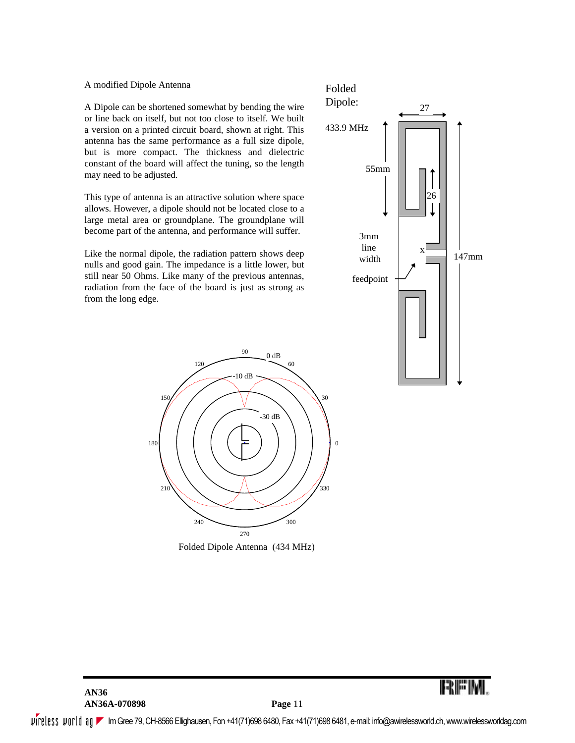A modified Dipole Antenna

A Dipole can be shortened somewhat by bending the wire or line back on itself, but not too close to itself. We built a version on a printed circuit board, shown at right. This antenna has the same performance as a full size dipole, but is more compact. The thickness and dielectric constant of the board will affect the tuning, so the length may need to be adjusted.

This type of antenna is an attractive solution where space allows. However, a dipole should not be located close to a large metal area or groundplane. The groundplane will become part of the antenna, and performance will suffer.

Like the normal dipole, the radiation pattern shows deep nulls and good gain. The impedance is a little lower, but still near 50 Ohms. Like many of the previous antennas, radiation from the face of the board is just as strong as from the long edge.

Folded Dipole:

433.9 MHz

27

55mm

26

3mm line width

x

147mm

feedpoint

90
0 dB
60
120
-10 dB
150
30
-30 dB
180
0
210
330
240
300
270

Folded Dipole Antenna (434 MHz)

AN36
AN36A-070898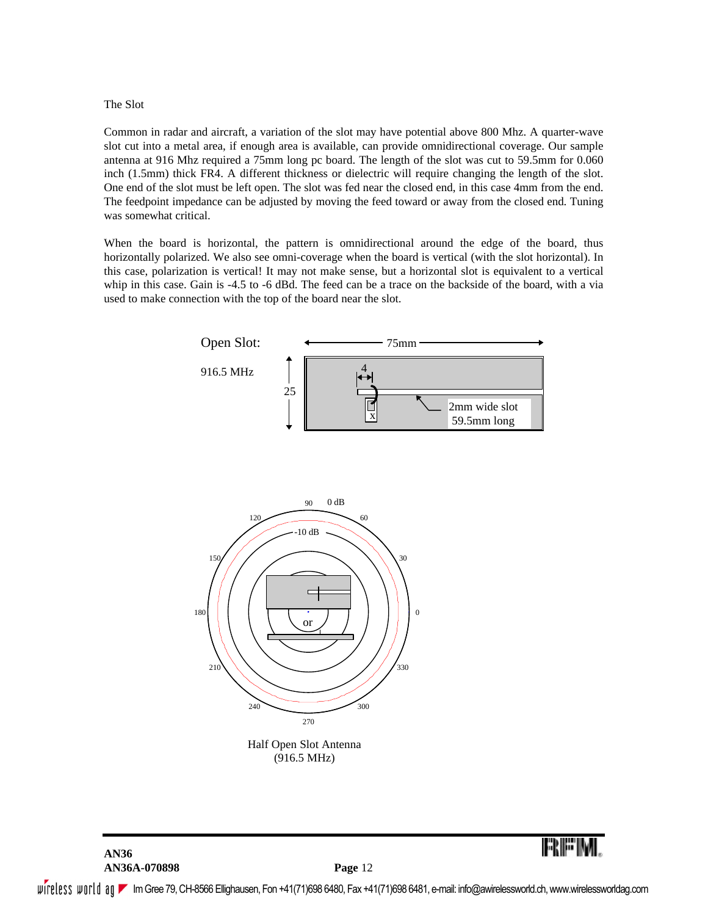## The Slot

Common in radar and aircraft, a variation of the slot may have potential above 800 Mhz. A quarter-wave slot cut into a metal area, if enough area is available, can provide omnidirectional coverage. Our sample antenna at 916 Mhz required a 75mm long pc board. The length of the slot was cut to 59.5mm for 0.060 inch (1.5mm) thick FR4. A different thickness or dielectric will require changing the length of the slot. One end of the slot must be left open. The slot was fed near the closed end, in this case 4mm from the end. The feedpoint impedance can be adjusted by moving the feed toward or away from the closed end. Tuning was somewhat critical.

When the board is horizontal, the pattern is omnidirectional around the edge of the board, thus horizontally polarized. We also see omni-coverage when the board is vertical (with the slot horizontal). In this case, polarization is vertical! It may not make sense, but a horizontal slot is equivalent to a vertical whip in this case. Gain is -4.5 to -6 dBd. The feed can be a trace on the backside of the board, with a via used to make connection with the top of the board near the slot.

Open Slot:

916.5 MHz

75mm

25

4

x

2mm wide slot
59.5mm long

90
0 dB
60
120
-10 dB
150
30
180
0
or
210
330
240
300
270

Half Open Slot Antenna
(916.5 MHz)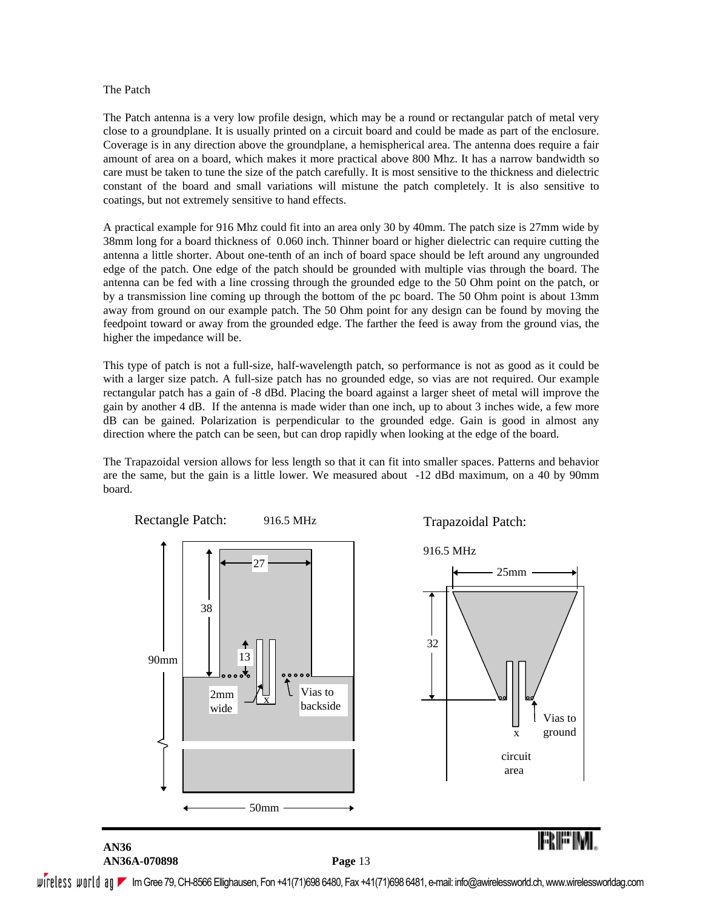## The Patch

The Patch antenna is a very low profile design, which may be a round or rectangular patch of metal very close to a groundplane. It is usually printed on a circuit board and could be made as part of the enclosure. Coverage is in any direction above the groundplane, a hemispherical area. The antenna does require a fair amount of area on a board, which makes it more practical above 800 Mhz. It has a narrow bandwidth so care must be taken to tune the size of the patch carefully. It is most sensitive to the thickness and dielectric constant of the board and small variations will mistune the patch completely. It is also sensitive to coatings, but not extremely sensitive to hand effects.

A practical example for 916 Mhz could fit into an area only 30 by 40mm. The patch size is 27mm wide by 38mm long for a board thickness of 0.060 inch. Thinner board or higher dielectric can require cutting the antenna a little shorter. About one-tenth of an inch of board space should be left around any ungrounded edge of the patch. One edge of the patch should be grounded with multiple vias through the board. The antenna can be fed with a line crossing through the grounded edge to the 50 Ohm point on the patch, or by a transmission line coming up through the bottom of the pc board. The 50 Ohm point is about 13mm away from ground on our example patch. The 50 Ohm point for any design can be found by moving the feedpoint toward or away from the grounded edge. The farther the feed is away from the ground vias, the higher the impedance will be.

This type of patch is not a full-size, half-wavelength patch, so performance is not as good as it could be with a larger size patch. A full-size patch has no grounded edge, so vias are not required. Our example rectangular patch has a gain of -8 dBd. Placing the board against a larger sheet of metal will improve the gain by another 4 dB. If the antenna is made wider than one inch, up to about 3 inches wide, a few more dB can be gained. Polarization is perpendicular to the grounded edge. Gain is good in almost any direction where the patch can be seen, but can drop rapidly when looking at the edge of the board.

The Trapazoidal version allows for less length so that it can fit into smaller spaces. Patterns and behavior are the same, but the gain is a little lower. We measured about -12 dBd maximum, on a 40 by 90mm board.

Rectangle Patch: 916.5 MHz

27

38

13

90mm

2mm wide

x

Vias to backside

50mm

Trapazoidal Patch:

916.5 MHz

25mm

32

x

Vias to ground

circuit area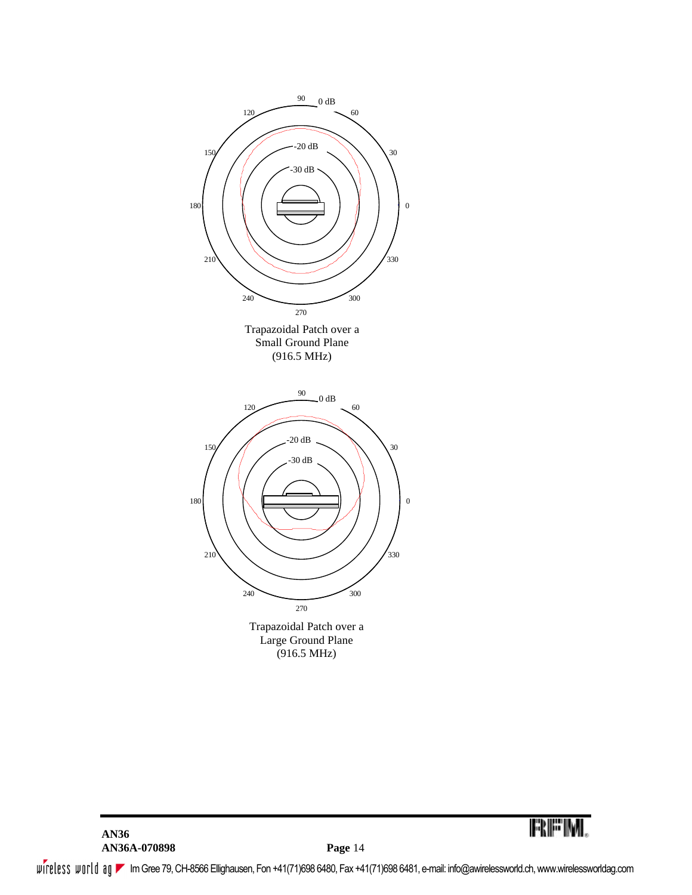90
0 dB
60
120
30
150
-20 dB
-30 dB
180
0
210
330
240
300
270

Trapazoidal Patch over a
Small Ground Plane
(916.5 MHz)

90
0 dB
60
120
30
150
-20 dB
-30 dB
180
0
210
330
240
300
270

Trapazoidal Patch over a
Large Ground Plane
(916.5 MHz)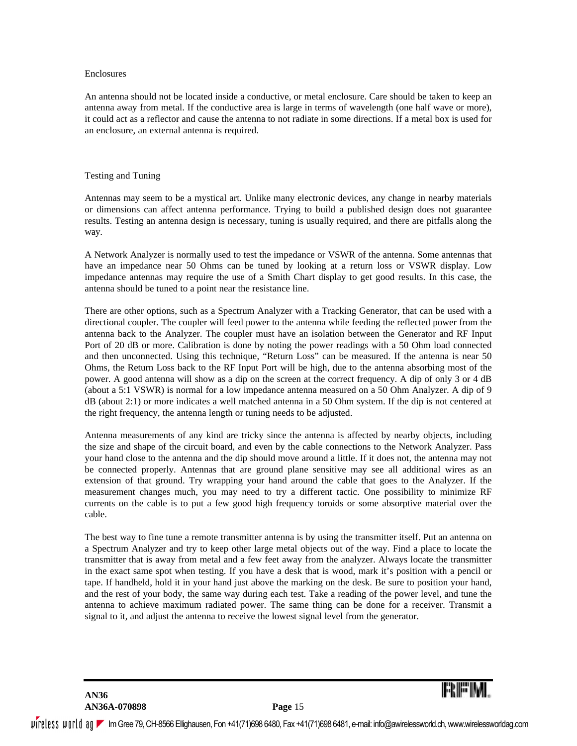## Enclosures

An antenna should not be located inside a conductive, or metal enclosure. Care should be taken to keep an antenna away from metal. If the conductive area is large in terms of wavelength (one half wave or more), it could act as a reflector and cause the antenna to not radiate in some directions. If a metal box is used for an enclosure, an external antenna is required.

## Testing and Tuning

Antennas may seem to be a mystical art. Unlike many electronic devices, any change in nearby materials or dimensions can affect antenna performance. Trying to build a published design does not guarantee results. Testing an antenna design is necessary, tuning is usually required, and there are pitfalls along the way.

A Network Analyzer is normally used to test the impedance or VSWR of the antenna. Some antennas that have an impedance near 50 Ohms can be tuned by looking at a return loss or VSWR display. Low impedance antennas may require the use of a Smith Chart display to get good results. In this case, the antenna should be tuned to a point near the resistance line.

There are other options, such as a Spectrum Analyzer with a Tracking Generator, that can be used with a directional coupler. The coupler will feed power to the antenna while feeding the reflected power from the antenna back to the Analyzer. The coupler must have an isolation between the Generator and RF Input Port of 20 dB or more. Calibration is done by noting the power readings with a 50 Ohm load connected and then unconnected. Using this technique, “Return Loss” can be measured. If the antenna is near 50 Ohms, the Return Loss back to the RF Input Port will be high, due to the antenna absorbing most of the power. A good antenna will show as a dip on the screen at the correct frequency. A dip of only 3 or 4 dB (about a 5:1 VSWR) is normal for a low impedance antenna measured on a 50 Ohm Analyzer. A dip of 9 dB (about 2:1) or more indicates a well matched antenna in a 50 Ohm system. If the dip is not centered at the right frequency, the antenna length or tuning needs to be adjusted.

Antenna measurements of any kind are tricky since the antenna is affected by nearby objects, including the size and shape of the circuit board, and even by the cable connections to the Network Analyzer. Pass your hand close to the antenna and the dip should move around a little. If it does not, the antenna may not be connected properly. Antennas that are ground plane sensitive may see all additional wires as an extension of that ground. Try wrapping your hand around the cable that goes to the Analyzer. If the measurement changes much, you may need to try a different tactic. One possibility to minimize RF currents on the cable is to put a few good high frequency toroids or some absorptive material over the cable.

The best way to fine tune a remote transmitter antenna is by using the transmitter itself. Put an antenna on a Spectrum Analyzer and try to keep other large metal objects out of the way. Find a place to locate the transmitter that is away from metal and a few feet away from the analyzer. Always locate the transmitter in the exact same spot when testing. If you have a desk that is wood, mark it’s position with a pencil or tape. If handheld, hold it in your hand just above the marking on the desk. Be sure to position your hand, and the rest of your body, the same way during each test. Take a reading of the power level, and tune the antenna to achieve maximum radiated power. The same thing can be done for a receiver. Transmit a signal to it, and adjust the antenna to receive the lowest signal level from the generator.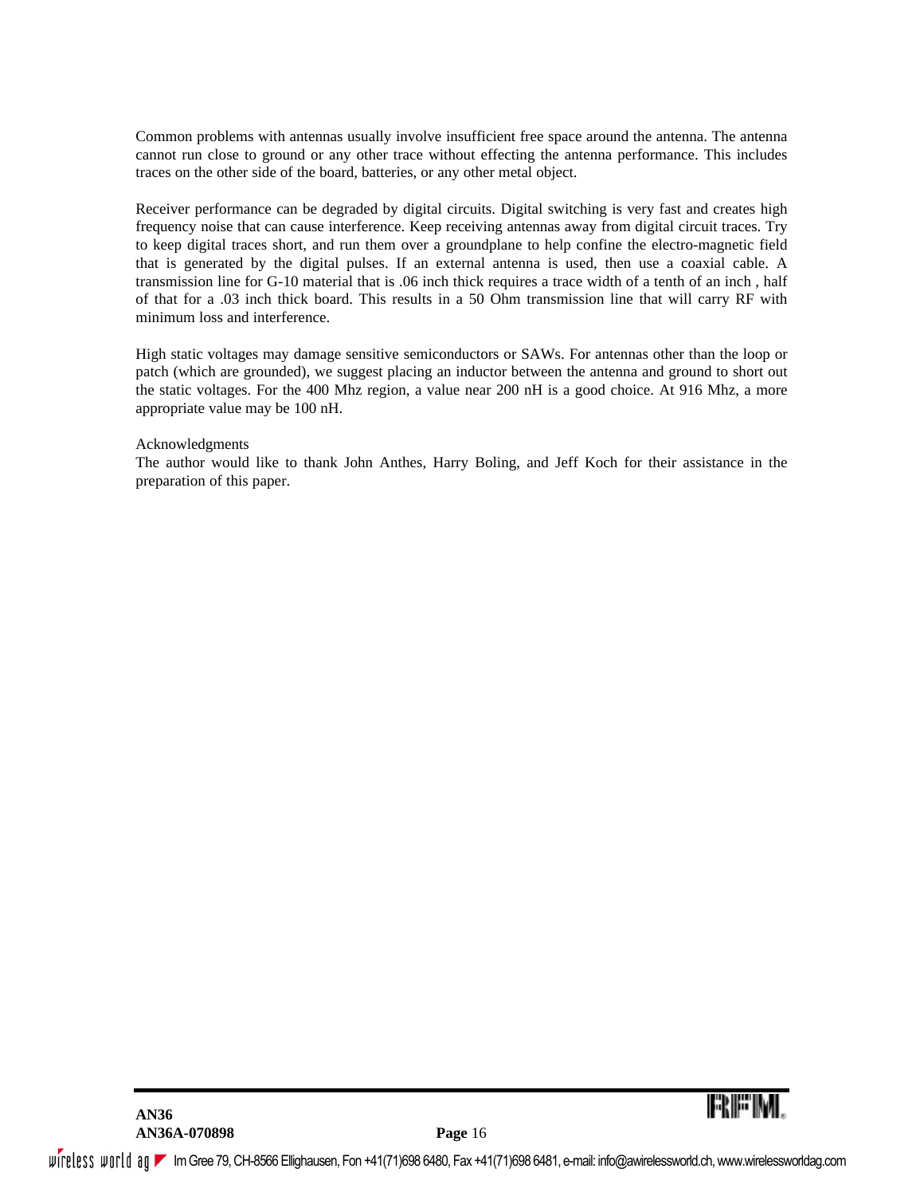Common problems with antennas usually involve insufficient free space around the antenna. The antenna cannot run close to ground or any other trace without effecting the antenna performance. This includes traces on the other side of the board, batteries, or any other metal object.

Receiver performance can be degraded by digital circuits. Digital switching is very fast and creates high frequency noise that can cause interference. Keep receiving antennas away from digital circuit traces. Try to keep digital traces short, and run them over a groundplane to help confine the electro-magnetic field that is generated by the digital pulses. If an external antenna is used, then use a coaxial cable. A transmission line for G-10 material that is .06 inch thick requires a trace width of a tenth of an inch , half of that for a .03 inch thick board. This results in a 50 Ohm transmission line that will carry RF with minimum loss and interference.

High static voltages may damage sensitive semiconductors or SAWs. For antennas other than the loop or patch (which are grounded), we suggest placing an inductor between the antenna and ground to short out the static voltages. For the 400 Mhz region, a value near 200 nH is a good choice. At 916 Mhz, a more appropriate value may be 100 nH.

Acknowledgments

The author would like to thank John Anthes, Harry Boling, and Jeff Koch for their assistance in the preparation of this paper.